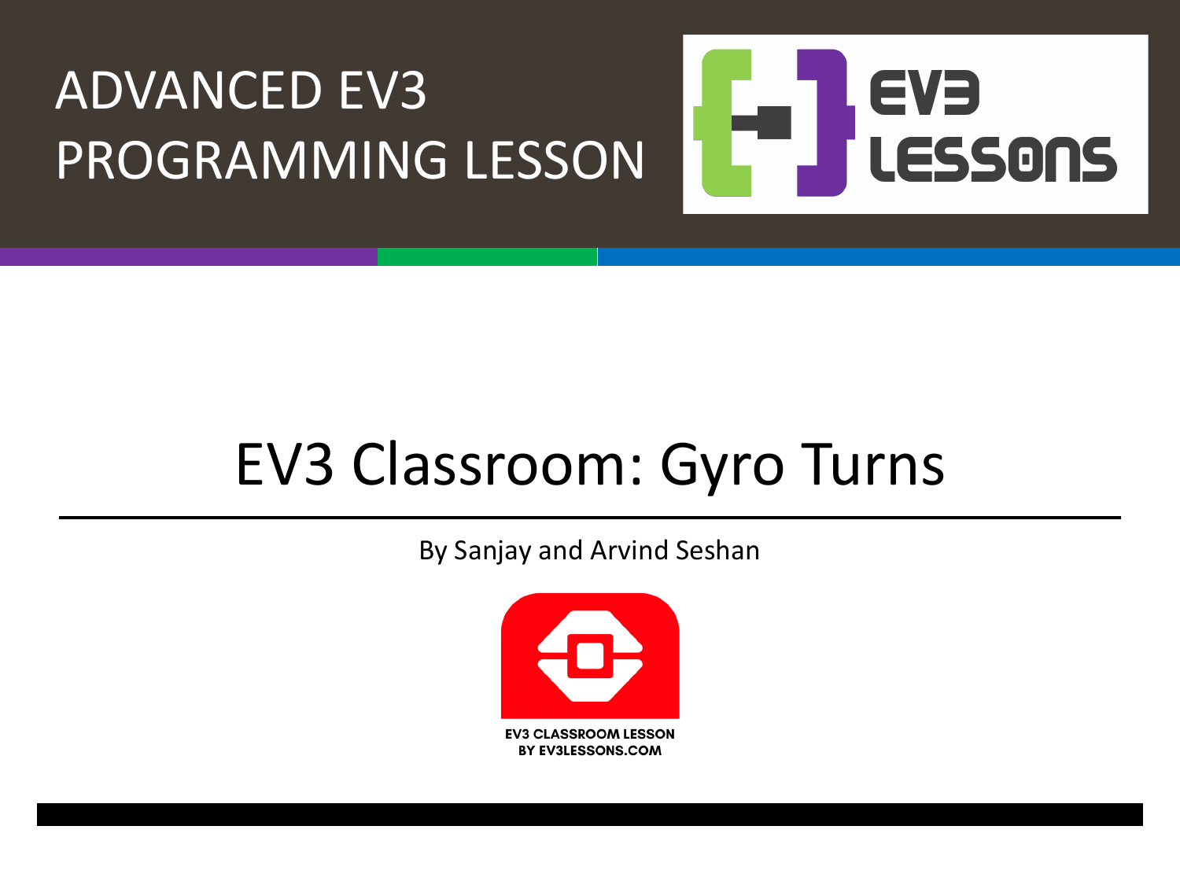ADVANCED EV3 PROGRAMMING LESSON

EV3 LESSONS

# EV3 Classroom: Gyro Turns

By Sanjay and Arvind Seshan

EV3 CLASSROOM LESSON
BY EV3LESSONS.COM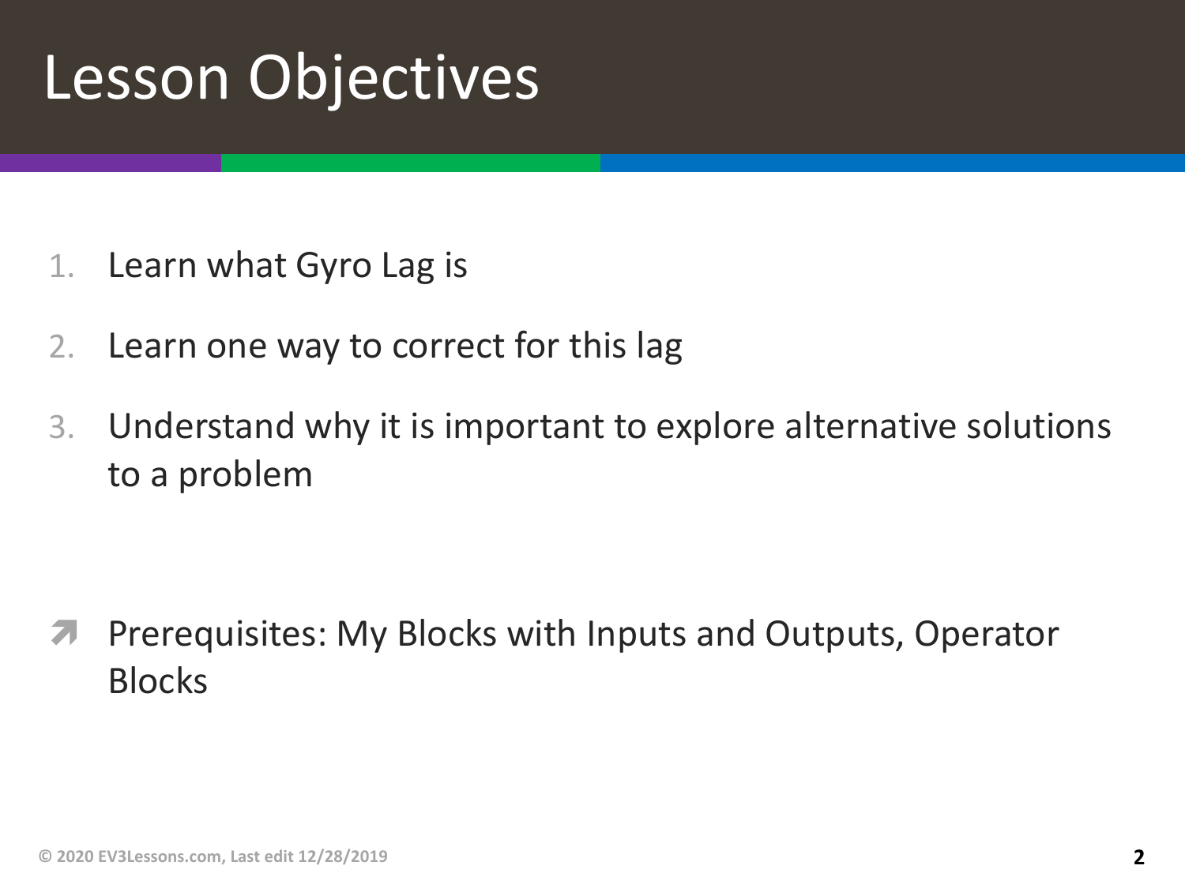# Lesson Objectives

1. Learn what Gyro Lag is
2. Learn one way to correct for this lag
3. Understand why it is important to explore alternative solutions to a problem

- Prerequisites: My Blocks with Inputs and Outputs, Operator Blocks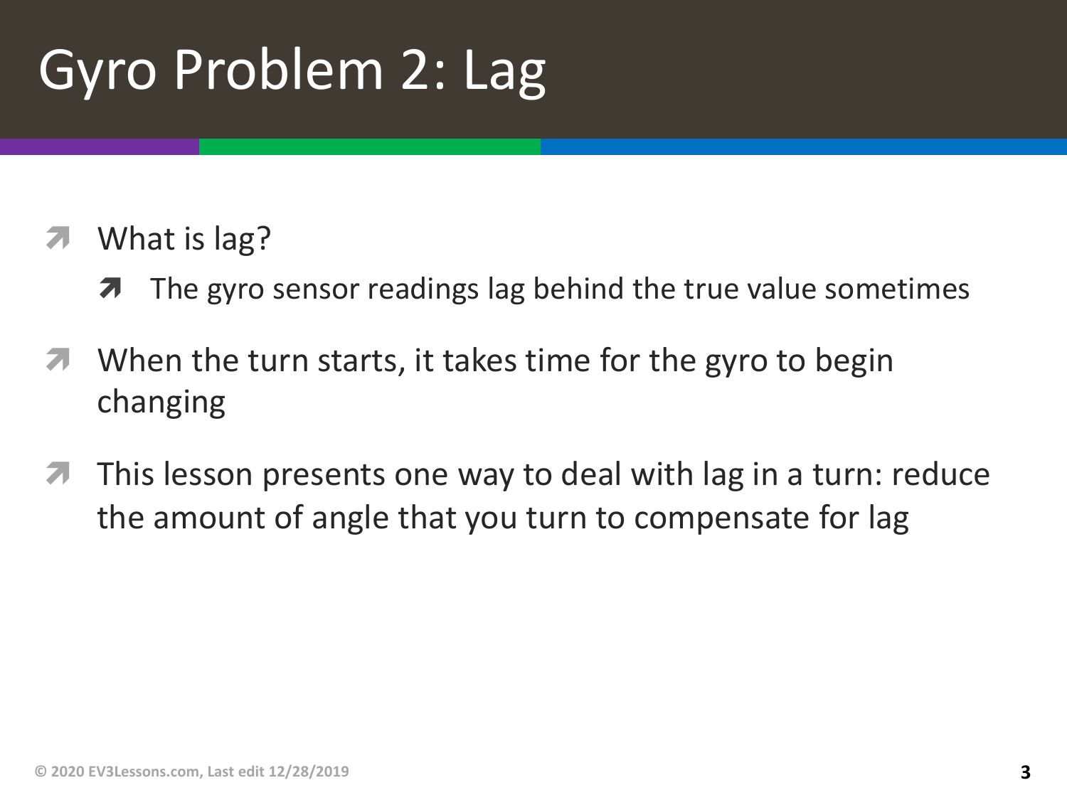# Gyro Problem 2: Lag

- What is lag?
  - The gyro sensor readings lag behind the true value sometimes
- When the turn starts, it takes time for the gyro to begin changing
- This lesson presents one way to deal with lag in a turn: reduce the amount of angle that you turn to compensate for lag

© 2020 EV3Lessons.com, Last edit 12/28/2019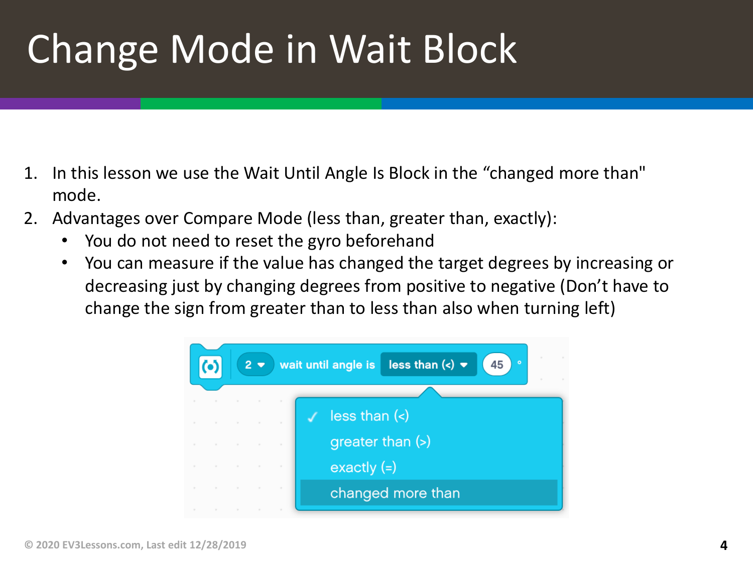# Change Mode in Wait Block

1. In this lesson we use the Wait Until Angle Is Block in the "changed more than" mode.
2. Advantages over Compare Mode (less than, greater than, exactly):
   - You do not need to reset the gyro beforehand
   - You can measure if the value has changed the target degrees by increasing or decreasing just by changing degrees from positive to negative (Don't have to change the sign from greater than to less than also when turning left)

2 wait until angle is less than (<) 45 °

- less than (<)
- greater than (>)
- exactly (=)
- changed more than

© 2020 EV3Lessons.com, Last edit 12/28/2019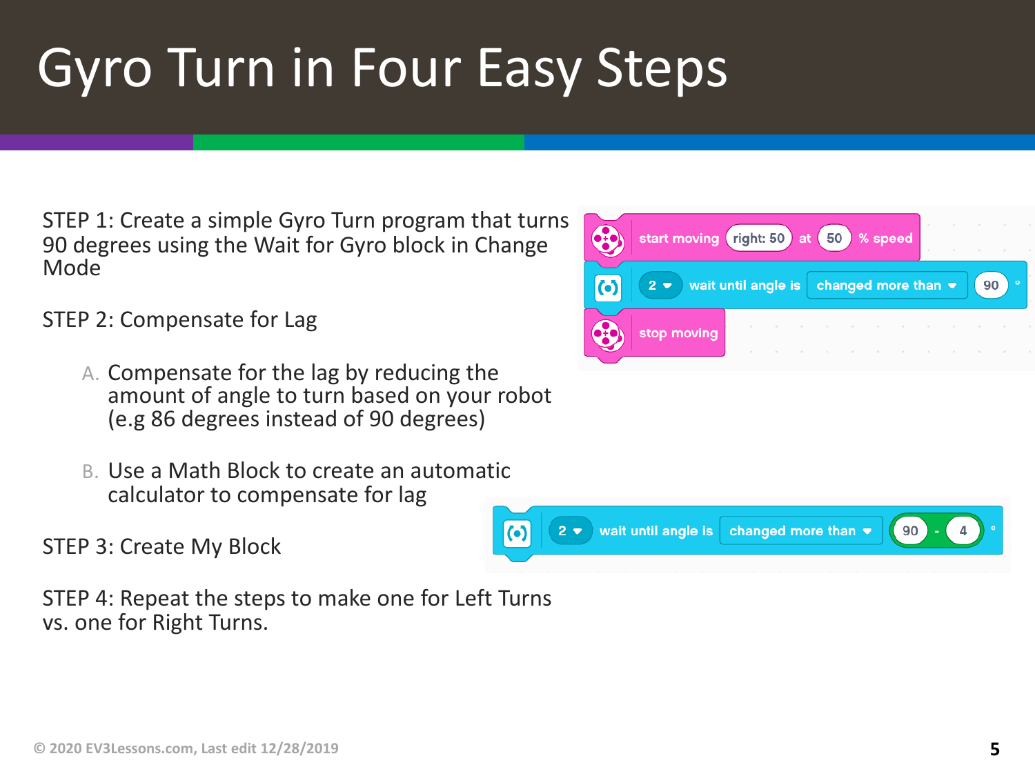# Gyro Turn in Four Easy Steps

STEP 1: Create a simple Gyro Turn program that turns 90 degrees using the Wait for Gyro block in Change Mode

STEP 2: Compensate for Lag

A. Compensate for the lag by reducing the amount of angle to turn based on your robot (e.g 86 degrees instead of 90 degrees)

B. Use a Math Block to create an automatic calculator to compensate for lag

STEP 3: Create My Block

STEP 4: Repeat the steps to make one for Left Turns vs. one for Right Turns.

```
start moving right: 50 at 50 % speed
2 wait until angle is changed more than 90 °
stop moving
```

```
2 wait until angle is changed more than (90 - 4) °
```

© 2020 EV3Lessons.com, Last edit 12/28/2019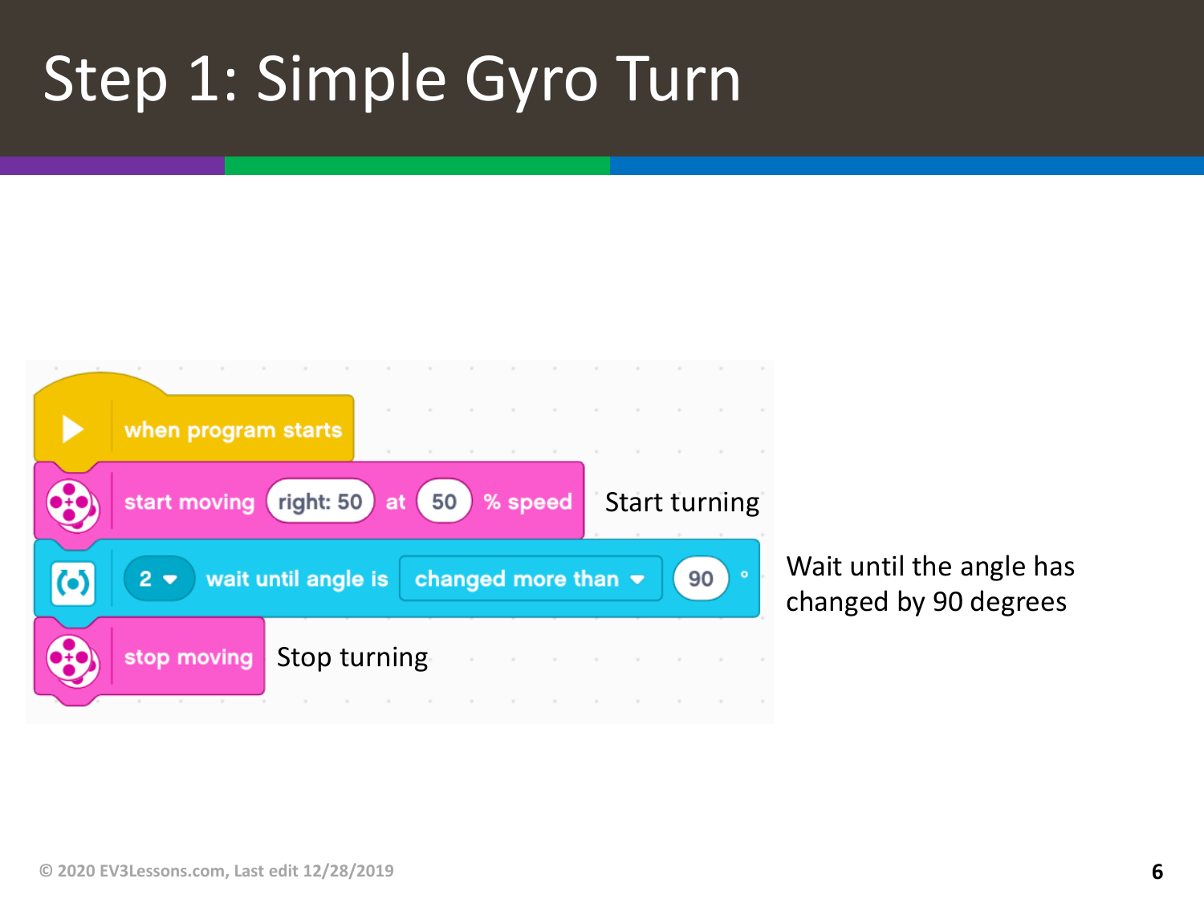# Step 1: Simple Gyro Turn

```
when program starts
start moving (right: 50) at (50) % speed      Start turning
(2) wait until angle is [changed more than] (90) °      Wait until the angle has changed by 90 degrees
stop moving      Stop turning
```

© 2020 EV3Lessons.com, Last edit 12/28/2019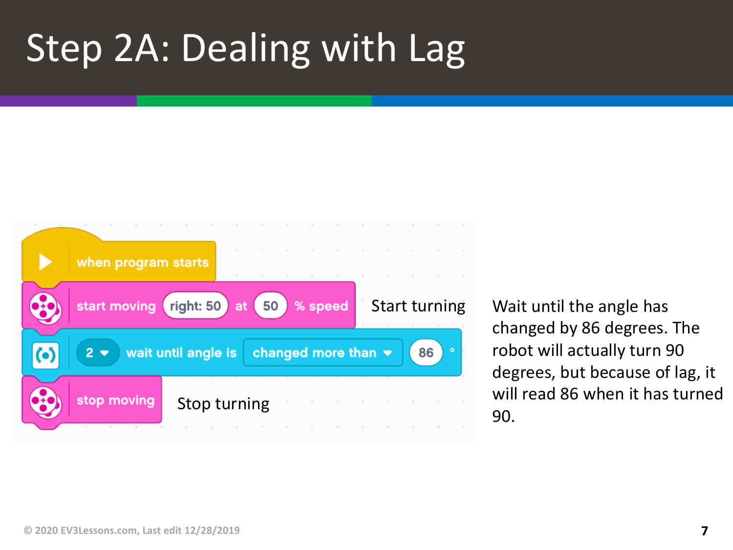# Step 2A: Dealing with Lag

```
when program starts
start moving (right: 50) at (50) % speed        Start turning
(2) wait until angle is [changed more than] (86) °
stop moving                                       Stop turning
```

Wait until the angle has changed by 86 degrees. The robot will actually turn 90 degrees, but because of lag, it will read 86 when it has turned 90.

© 2020 EV3Lessons.com, Last edit 12/28/2019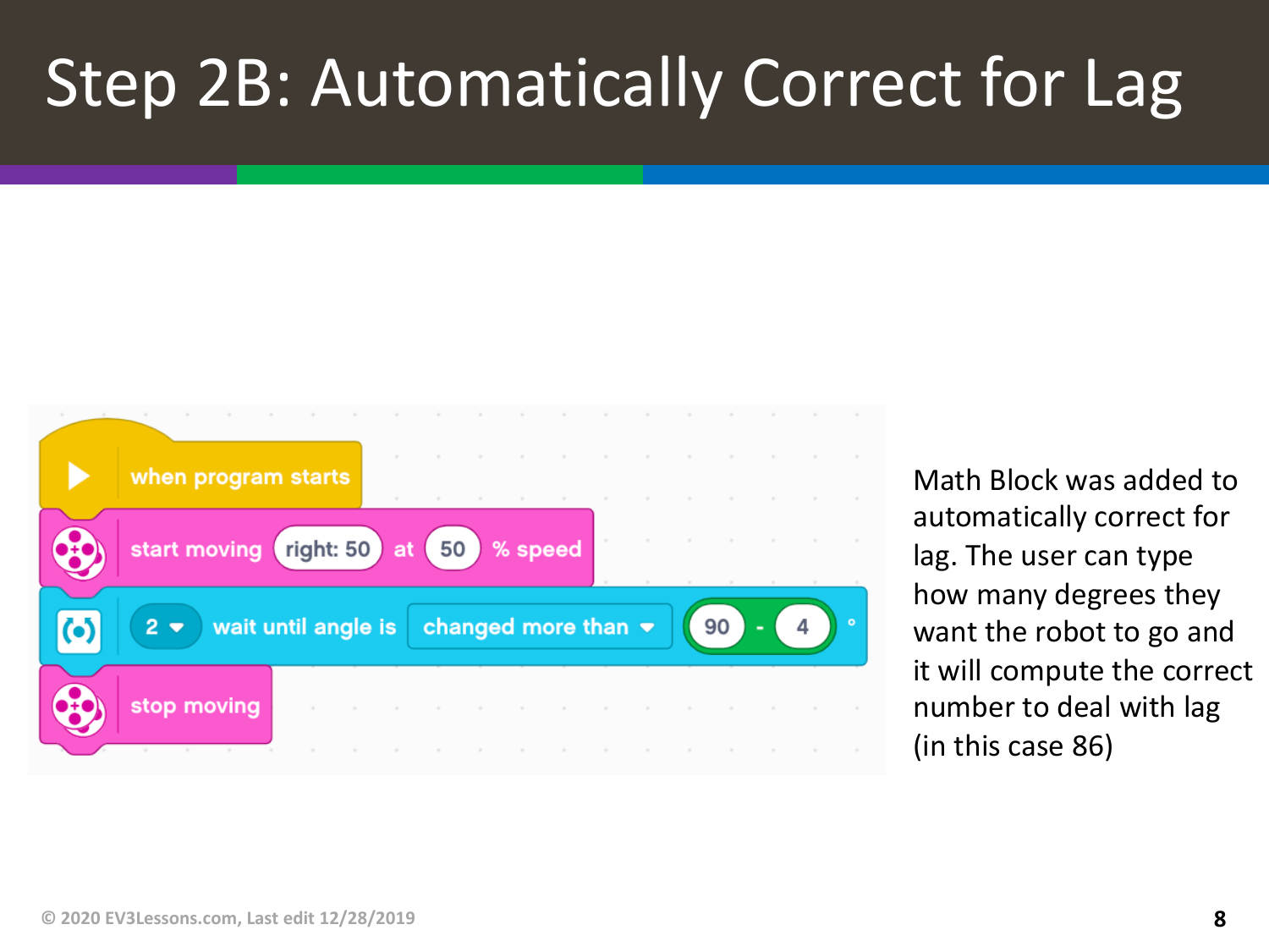# Step 2B: Automatically Correct for Lag

```
when program starts
start moving right: 50 at 50 % speed
2 wait until angle is changed more than (90 - 4) °
stop moving
```

Math Block was added to automatically correct for lag. The user can type how many degrees they want the robot to go and it will compute the correct number to deal with lag (in this case 86)

© 2020 EV3Lessons.com, Last edit 12/28/2019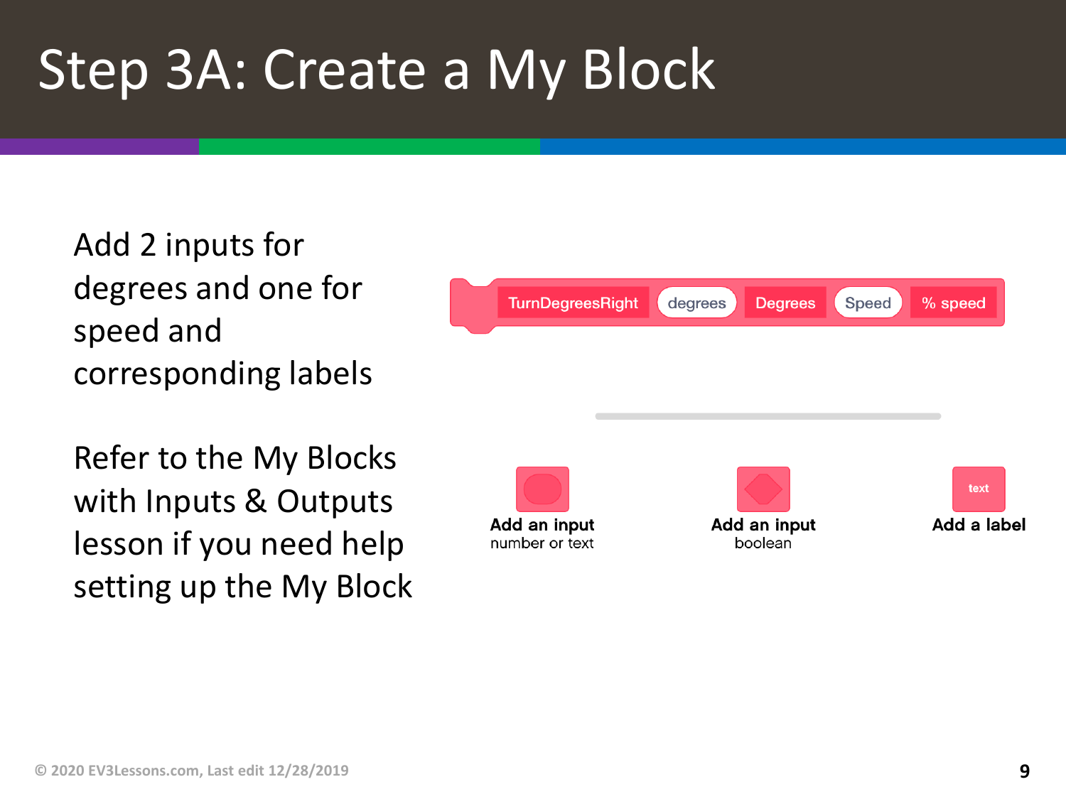# Step 3A: Create a My Block

Add 2 inputs for degrees and one for speed and corresponding labels

Refer to the My Blocks with Inputs & Outputs lesson if you need help setting up the My Block

TurnDegreesRight | degrees | Degrees | Speed | % speed

Add an input
number or text

Add an input
boolean

text
Add a label

© 2020 EV3Lessons.com, Last edit 12/28/2019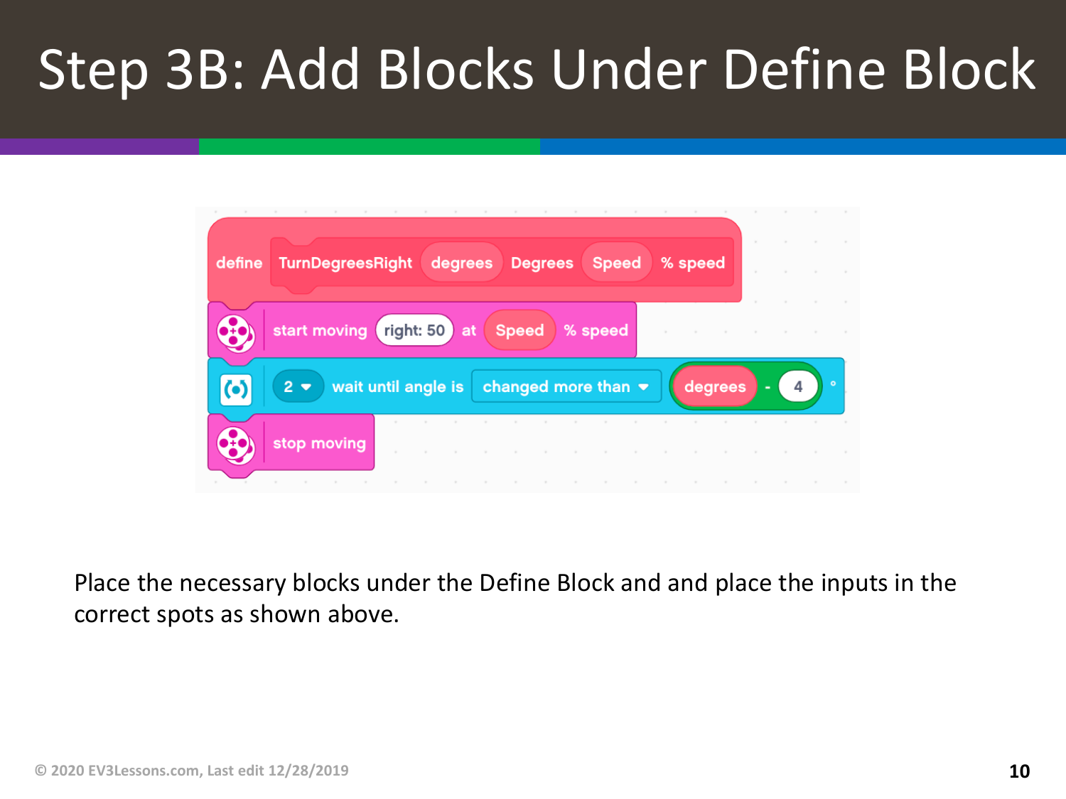# Step 3B: Add Blocks Under Define Block

define TurnDegreesRight degrees Degrees Speed % speed

start moving right: 50 at Speed % speed

2 wait until angle is changed more than degrees - 4 °

stop moving

Place the necessary blocks under the Define Block and and place the inputs in the correct spots as shown above.

© 2020 EV3Lessons.com, Last edit 12/28/2019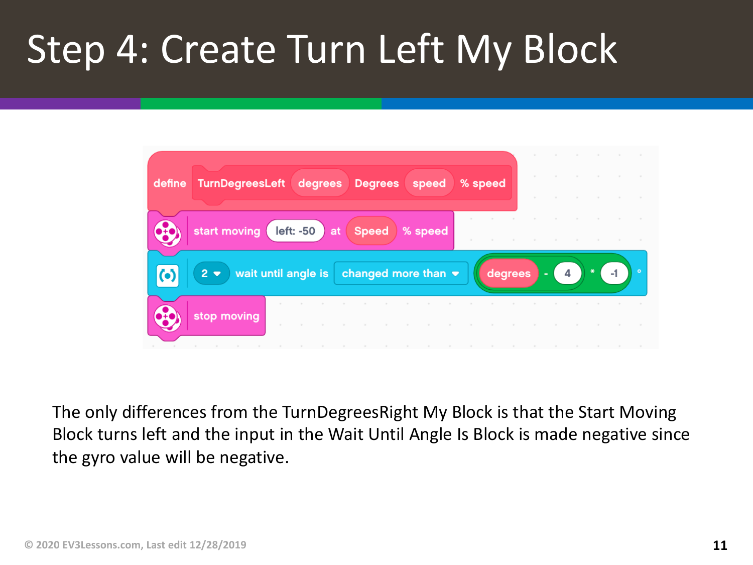# Step 4: Create Turn Left My Block

```
define TurnDegreesLeft (degrees) Degrees (speed) % speed
start moving (left: -50) at (Speed) % speed
(2) wait until angle is [changed more than] (((degrees) - (4)) * (-1)) °
stop moving
```

The only differences from the TurnDegreesRight My Block is that the Start Moving Block turns left and the input in the Wait Until Angle Is Block is made negative since the gyro value will be negative.

© 2020 EV3Lessons.com, Last edit 12/28/2019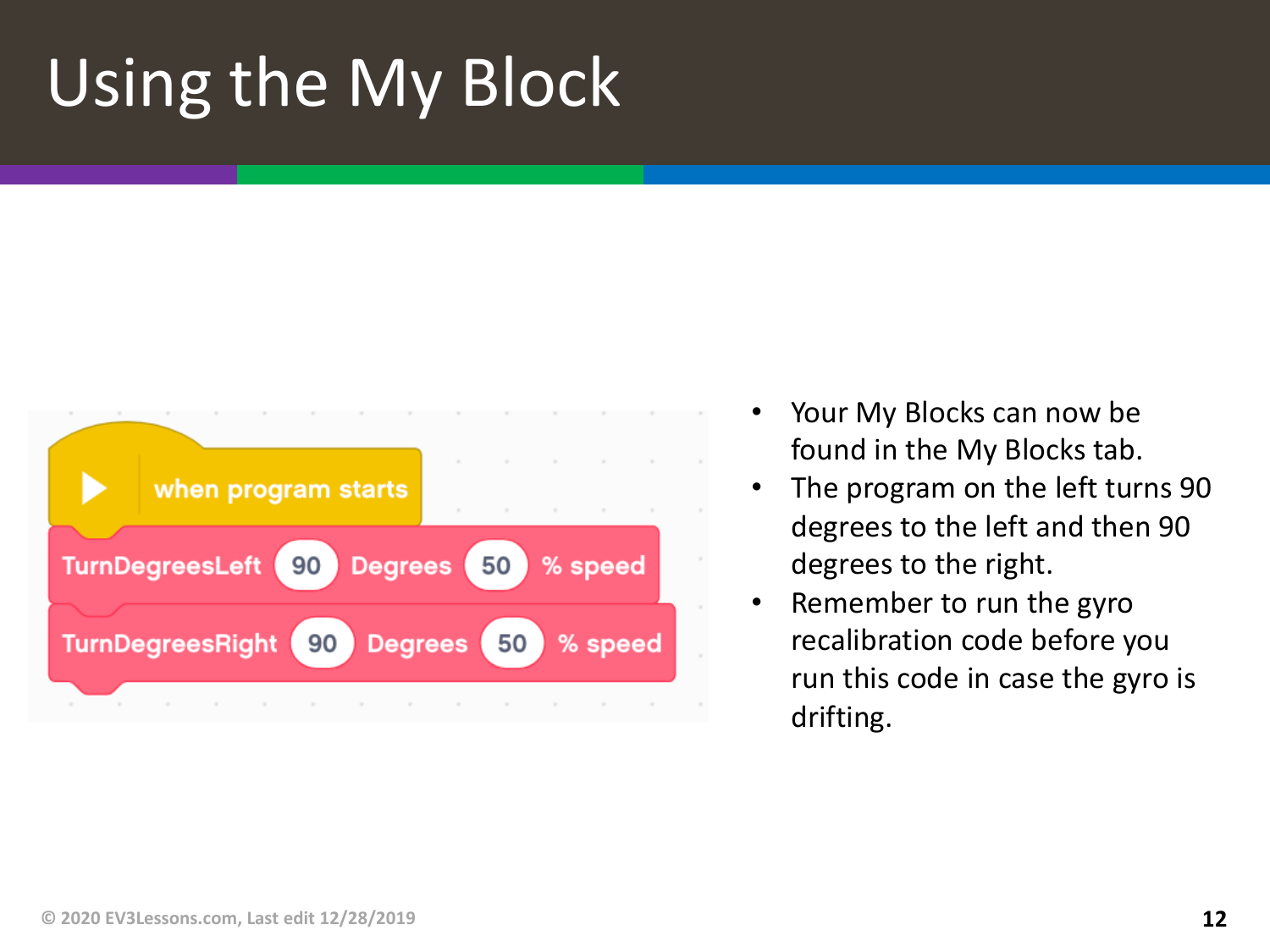# Using the My Block

```
when program starts
TurnDegreesLeft 90 Degrees 50 % speed
TurnDegreesRight 90 Degrees 50 % speed
```

- Your My Blocks can now be found in the My Blocks tab.
- The program on the left turns 90 degrees to the left and then 90 degrees to the right.
- Remember to run the gyro recalibration code before you run this code in case the gyro is drifting.

© 2020 EV3Lessons.com, Last edit 12/28/2019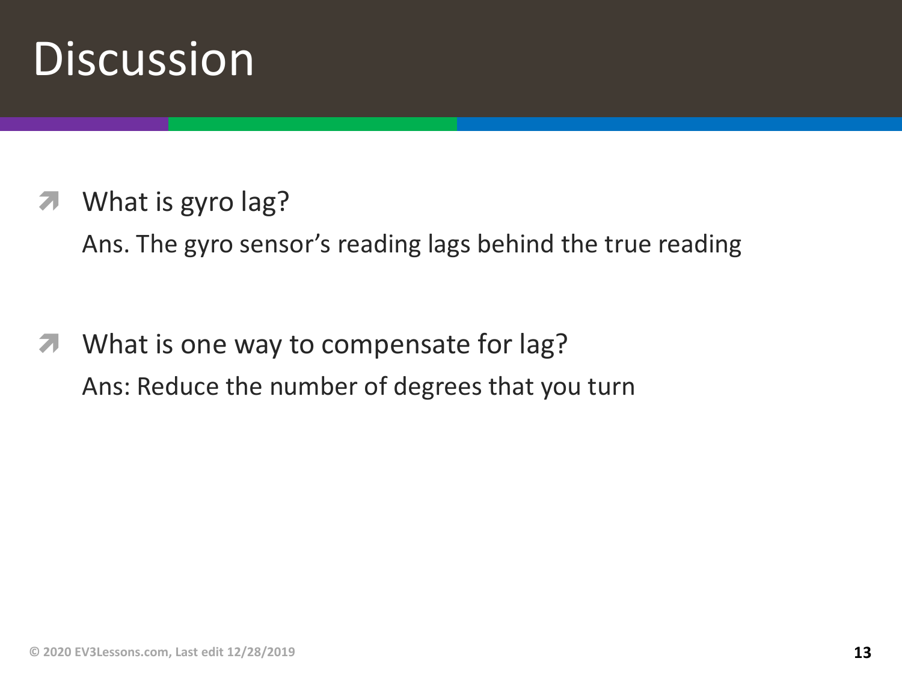# Discussion

- What is gyro lag?

  Ans. The gyro sensor's reading lags behind the true reading

- What is one way to compensate for lag?

  Ans: Reduce the number of degrees that you turn

© 2020 EV3Lessons.com, Last edit 12/28/2019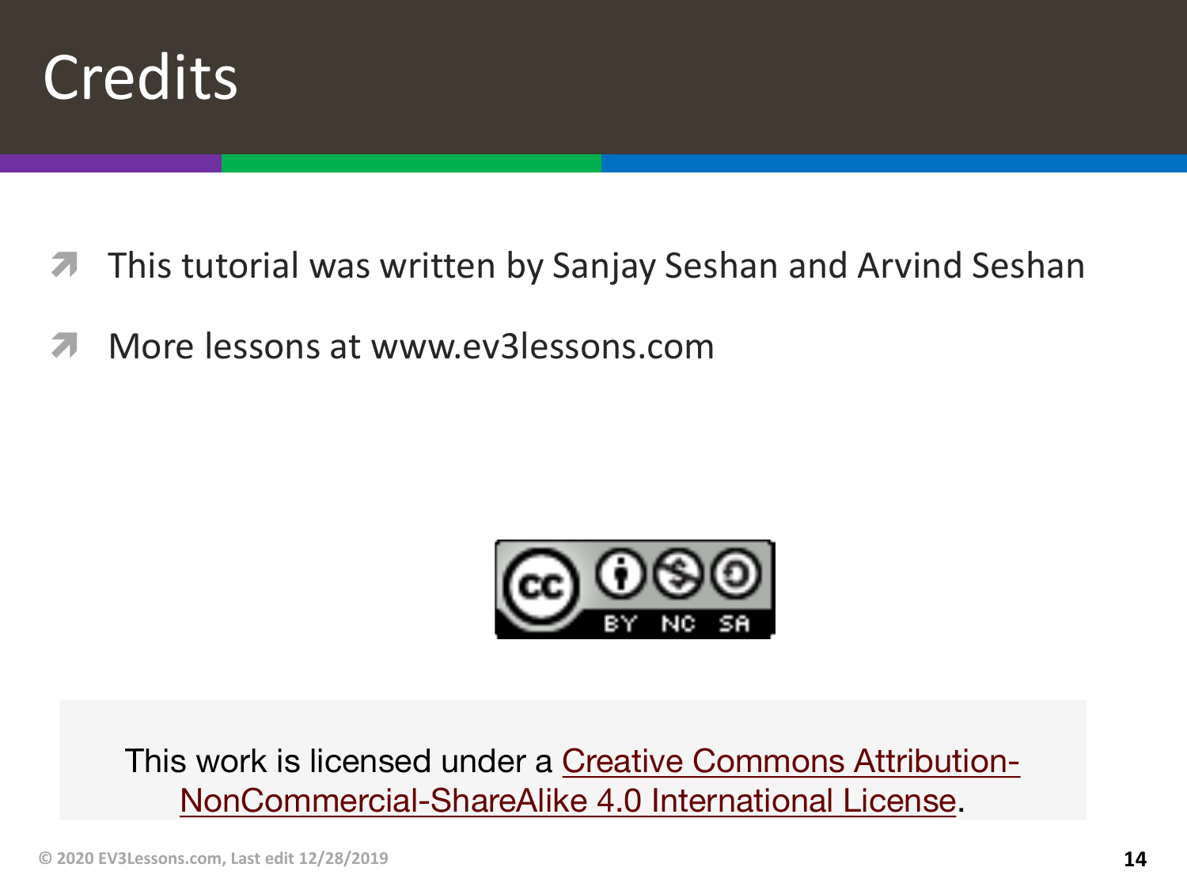# Credits

- This tutorial was written by Sanjay Seshan and Arvind Seshan
- More lessons at www.ev3lessons.com

This work is licensed under a Creative Commons Attribution-NonCommercial-ShareAlike 4.0 International License.

© 2020 EV3Lessons.com, Last edit 12/28/2019